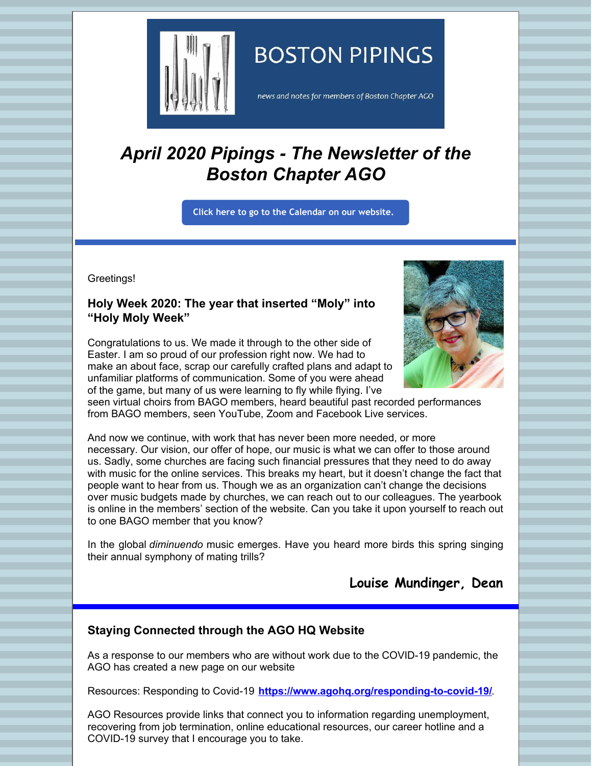# BOSTON PIPINGS

*news and notes for members of Boston Chapter AGO*

## *April 2020 Pipings - The Newsletter of the Boston Chapter AGO*

Click here to go to the Calendar on our website.

Greetings!

### Holy Week 2020: The year that inserted "Moly" into "Holy Moly Week"

Congratulations to us. We made it through to the other side of Easter. I am so proud of our profession right now. We had to make an about face, scrap our carefully crafted plans and adapt to unfamiliar platforms of communication. Some of you were ahead of the game, but many of us were learning to fly while flying. I've seen virtual choirs from BAGO members, heard beautiful past recorded performances from BAGO members, seen YouTube, Zoom and Facebook Live services.

And now we continue, with work that has never been more needed, or more necessary. Our vision, our offer of hope, our music is what we can offer to those around us. Sadly, some churches are facing such financial pressures that they need to do away with music for the online services. This breaks my heart, but it doesn't change the fact that people want to hear from us. Though we as an organization can't change the decisions over music budgets made by churches, we can reach out to our colleagues. The yearbook is online in the members' section of the website. Can you take it upon yourself to reach out to one BAGO member that you know?

In the global *diminuendo* music emerges. Have you heard more birds this spring singing their annual symphony of mating trills?

**Louise Mundinger, Dean**

### Staying Connected through the AGO HQ Website

As a response to our members who are without work due to the COVID-19 pandemic, the AGO has created a new page on our website

Resources: Responding to Covid-19 **https://www.agohq.org/responding-to-covid-19/**.

AGO Resources provide links that connect you to information regarding unemployment, recovering from job termination, online educational resources, our career hotline and a COVID-19 survey that I encourage you to take.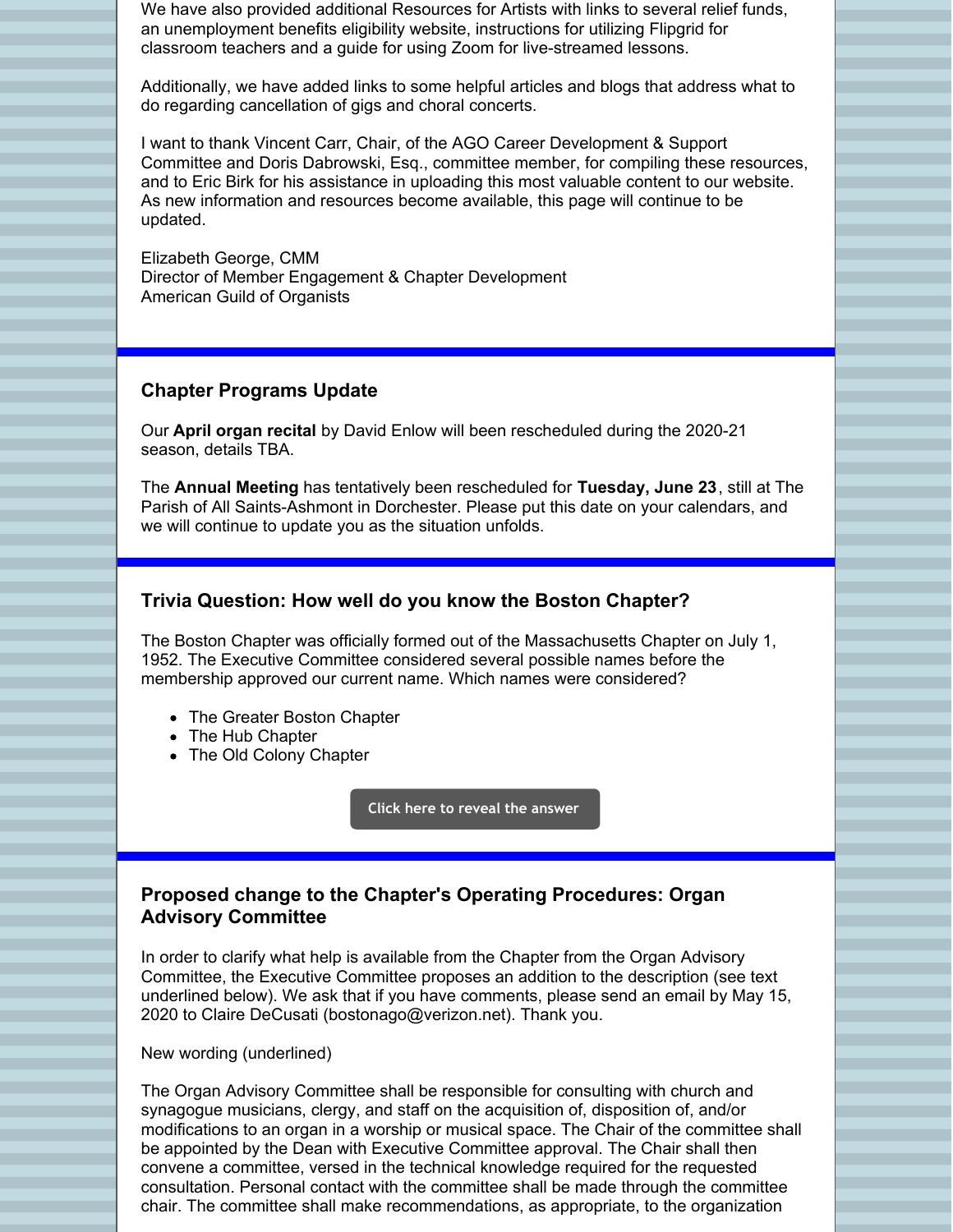We have also provided additional Resources for Artists with links to several relief funds, an unemployment benefits eligibility website, instructions for utilizing Flipgrid for classroom teachers and a guide for using Zoom for live-streamed lessons.

Additionally, we have added links to some helpful articles and blogs that address what to do regarding cancellation of gigs and choral concerts.

I want to thank Vincent Carr, Chair, of the AGO Career Development & Support Committee and Doris Dabrowski, Esq., committee member, for compiling these resources, and to Eric Birk for his assistance in uploading this most valuable content to our website. As new information and resources become available, this page will continue to be updated.

Elizabeth George, CMM
Director of Member Engagement & Chapter Development
American Guild of Organists

## Chapter Programs Update

Our **April organ recital** by David Enlow will been rescheduled during the 2020-21 season, details TBA.

The **Annual Meeting** has tentatively been rescheduled for **Tuesday, June 23**, still at The Parish of All Saints-Ashmont in Dorchester. Please put this date on your calendars, and we will continue to update you as the situation unfolds.

## Trivia Question: How well do you know the Boston Chapter?

The Boston Chapter was officially formed out of the Massachusetts Chapter on July 1, 1952. The Executive Committee considered several possible names before the membership approved our current name. Which names were considered?

- The Greater Boston Chapter
- The Hub Chapter
- The Old Colony Chapter

Click here to reveal the answer

## Proposed change to the Chapter's Operating Procedures: Organ Advisory Committee

In order to clarify what help is available from the Chapter from the Organ Advisory Committee, the Executive Committee proposes an addition to the description (see text underlined below). We ask that if you have comments, please send an email by May 15, 2020 to Claire DeCusati (bostonago@verizon.net). Thank you.

New wording (underlined)

The Organ Advisory Committee shall be responsible for consulting with church and synagogue musicians, clergy, and staff on the acquisition of, disposition of, and/or modifications to an organ in a worship or musical space. The Chair of the committee shall be appointed by the Dean with Executive Committee approval. The Chair shall then convene a committee, versed in the technical knowledge required for the requested consultation. Personal contact with the committee shall be made through the committee chair. The committee shall make recommendations, as appropriate, to the organization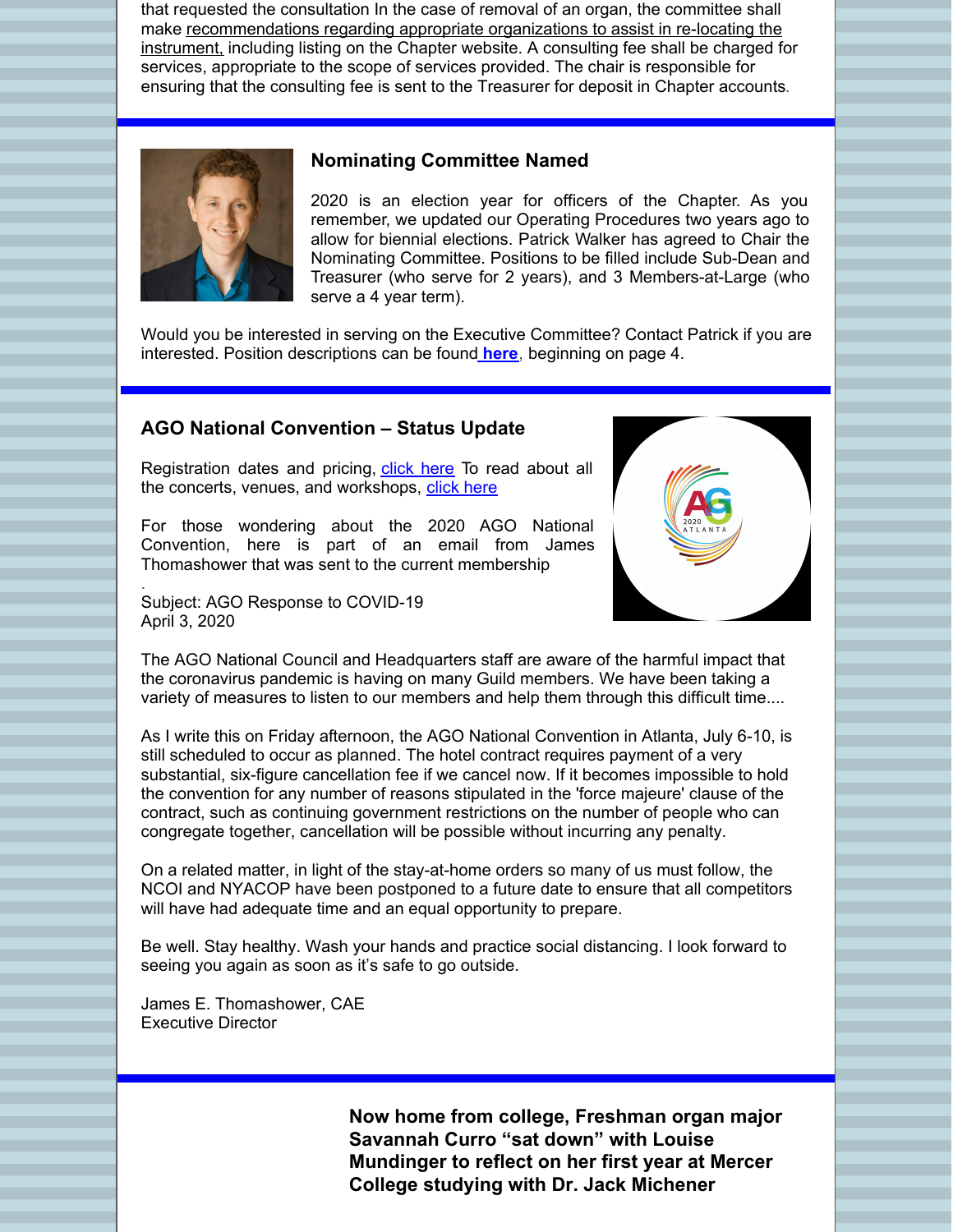that requested the consultation In the case of removal of an organ, the committee shall make recommendations regarding appropriate organizations to assist in re-locating the instrument, including listing on the Chapter website. A consulting fee shall be charged for services, appropriate to the scope of services provided. The chair is responsible for ensuring that the consulting fee is sent to the Treasurer for deposit in Chapter accounts.

## Nominating Committee Named

2020 is an election year for officers of the Chapter. As you remember, we updated our Operating Procedures two years ago to allow for biennial elections. Patrick Walker has agreed to Chair the Nominating Committee. Positions to be filled include Sub-Dean and Treasurer (who serve for 2 years), and 3 Members-at-Large (who serve a 4 year term).

Would you be interested in serving on the Executive Committee? Contact Patrick if you are interested. Position descriptions can be found **here**, beginning on page 4.

## AGO National Convention – Status Update

Registration dates and pricing, click here To read about all the concerts, venues, and workshops, click here

For those wondering about the 2020 AGO National Convention, here is part of an email from James Thomashower that was sent to the current membership

Subject: AGO Response to COVID-19
April 3, 2020

The AGO National Council and Headquarters staff are aware of the harmful impact that the coronavirus pandemic is having on many Guild members. We have been taking a variety of measures to listen to our members and help them through this difficult time....

As I write this on Friday afternoon, the AGO National Convention in Atlanta, July 6-10, is still scheduled to occur as planned. The hotel contract requires payment of a very substantial, six-figure cancellation fee if we cancel now. If it becomes impossible to hold the convention for any number of reasons stipulated in the 'force majeure' clause of the contract, such as continuing government restrictions on the number of people who can congregate together, cancellation will be possible without incurring any penalty.

On a related matter, in light of the stay-at-home orders so many of us must follow, the NCOI and NYACOP have been postponed to a future date to ensure that all competitors will have had adequate time and an equal opportunity to prepare.

Be well. Stay healthy. Wash your hands and practice social distancing. I look forward to seeing you again as soon as it's safe to go outside.

James E. Thomashower, CAE
Executive Director

**Now home from college, Freshman organ major Savannah Curro "sat down" with Louise Mundinger to reflect on her first year at Mercer College studying with Dr. Jack Michener**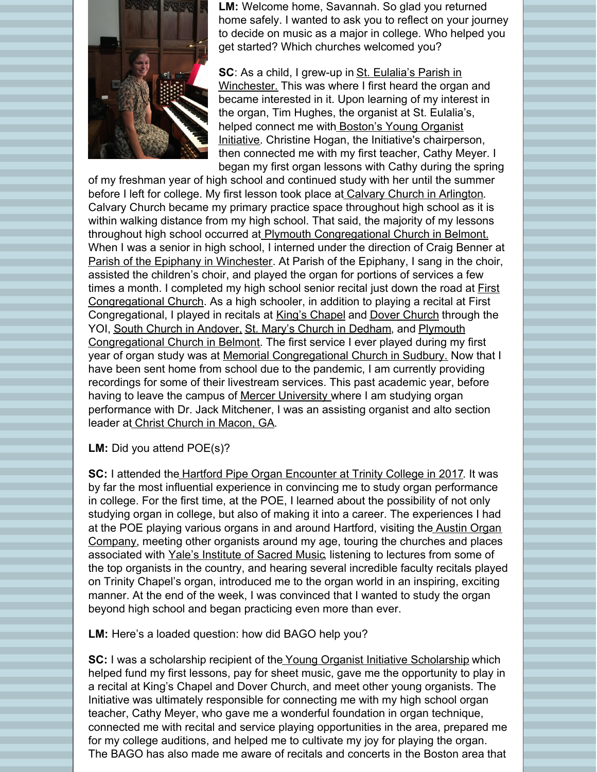**LM:** Welcome home, Savannah. So glad you returned home safely. I wanted to ask you to reflect on your journey to decide on music as a major in college. Who helped you get started? Which churches welcomed you?

**SC**: As a child, I grew-up in St. Eulalia's Parish in Winchester. This was where I first heard the organ and became interested in it. Upon learning of my interest in the organ, Tim Hughes, the organist at St. Eulalia's, helped connect me with Boston's Young Organist Initiative. Christine Hogan, the Initiative's chairperson, then connected me with my first teacher, Cathy Meyer. I began my first organ lessons with Cathy during the spring of my freshman year of high school and continued study with her until the summer before I left for college. My first lesson took place at Calvary Church in Arlington. Calvary Church became my primary practice space throughout high school as it is within walking distance from my high school. That said, the majority of my lessons throughout high school occurred at Plymouth Congregational Church in Belmont. When I was a senior in high school, I interned under the direction of Craig Benner at Parish of the Epiphany in Winchester. At Parish of the Epiphany, I sang in the choir, assisted the children's choir, and played the organ for portions of services a few times a month. I completed my high school senior recital just down the road at First Congregational Church. As a high schooler, in addition to playing a recital at First Congregational, I played in recitals at King's Chapel and Dover Church through the YOI, South Church in Andover, St. Mary's Church in Dedham, and Plymouth Congregational Church in Belmont. The first service I ever played during my first year of organ study was at Memorial Congregational Church in Sudbury. Now that I have been sent home from school due to the pandemic, I am currently providing recordings for some of their livestream services. This past academic year, before having to leave the campus of Mercer University where I am studying organ performance with Dr. Jack Mitchener, I was an assisting organist and alto section leader at Christ Church in Macon, GA.

**LM:** Did you attend POE(s)?

**SC:** I attended the Hartford Pipe Organ Encounter at Trinity College in 2017. It was by far the most influential experience in convincing me to study organ performance in college. For the first time, at the POE, I learned about the possibility of not only studying organ in college, but also of making it into a career. The experiences I had at the POE playing various organs in and around Hartford, visiting the Austin Organ Company, meeting other organists around my age, touring the churches and places associated with Yale's Institute of Sacred Music, listening to lectures from some of the top organists in the country, and hearing several incredible faculty recitals played on Trinity Chapel's organ, introduced me to the organ world in an inspiring, exciting manner. At the end of the week, I was convinced that I wanted to study the organ beyond high school and began practicing even more than ever.

**LM:** Here's a loaded question: how did BAGO help you?

**SC:** I was a scholarship recipient of the Young Organist Initiative Scholarship which helped fund my first lessons, pay for sheet music, gave me the opportunity to play in a recital at King's Chapel and Dover Church, and meet other young organists. The Initiative was ultimately responsible for connecting me with my high school organ teacher, Cathy Meyer, who gave me a wonderful foundation in organ technique, connected me with recital and service playing opportunities in the area, prepared me for my college auditions, and helped me to cultivate my joy for playing the organ. The BAGO has also made me aware of recitals and concerts in the Boston area that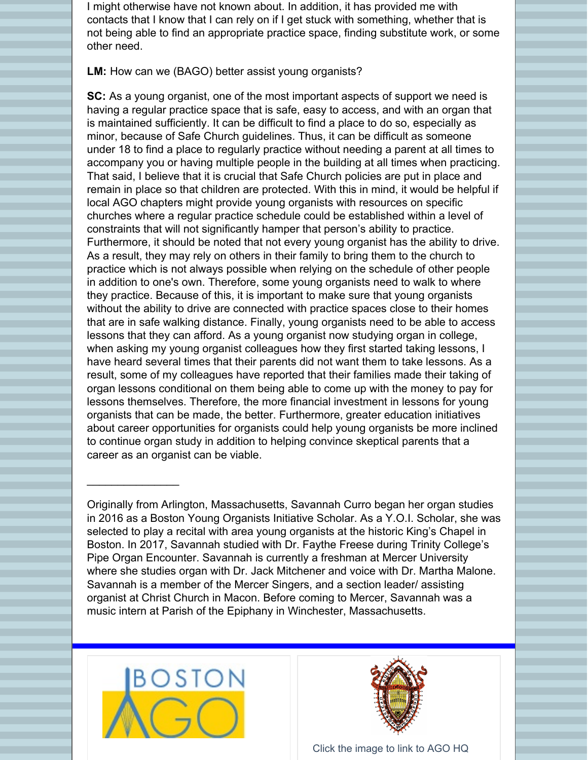I might otherwise have not known about. In addition, it has provided me with contacts that I know that I can rely on if I get stuck with something, whether that is not being able to find an appropriate practice space, finding substitute work, or some other need.

**LM:** How can we (BAGO) better assist young organists?

**SC:** As a young organist, one of the most important aspects of support we need is having a regular practice space that is safe, easy to access, and with an organ that is maintained sufficiently. It can be difficult to find a place to do so, especially as minor, because of Safe Church guidelines. Thus, it can be difficult as someone under 18 to find a place to regularly practice without needing a parent at all times to accompany you or having multiple people in the building at all times when practicing. That said, I believe that it is crucial that Safe Church policies are put in place and remain in place so that children are protected. With this in mind, it would be helpful if local AGO chapters might provide young organists with resources on specific churches where a regular practice schedule could be established within a level of constraints that will not significantly hamper that person's ability to practice. Furthermore, it should be noted that not every young organist has the ability to drive. As a result, they may rely on others in their family to bring them to the church to practice which is not always possible when relying on the schedule of other people in addition to one's own. Therefore, some young organists need to walk to where they practice. Because of this, it is important to make sure that young organists without the ability to drive are connected with practice spaces close to their homes that are in safe walking distance. Finally, young organists need to be able to access lessons that they can afford. As a young organist now studying organ in college, when asking my young organist colleagues how they first started taking lessons, I have heard several times that their parents did not want them to take lessons. As a result, some of my colleagues have reported that their families made their taking of organ lessons conditional on them being able to come up with the money to pay for lessons themselves. Therefore, the more financial investment in lessons for young organists that can be made, the better. Furthermore, greater education initiatives about career opportunities for organists could help young organists be more inclined to continue organ study in addition to helping convince skeptical parents that a career as an organist can be viable.

---

Originally from Arlington, Massachusetts, Savannah Curro began her organ studies in 2016 as a Boston Young Organists Initiative Scholar. As a Y.O.I. Scholar, she was selected to play a recital with area young organists at the historic King's Chapel in Boston. In 2017, Savannah studied with Dr. Faythe Freese during Trinity College's Pipe Organ Encounter. Savannah is currently a freshman at Mercer University where she studies organ with Dr. Jack Mitchener and voice with Dr. Martha Malone. Savannah is a member of the Mercer Singers, and a section leader/ assisting organist at Christ Church in Macon. Before coming to Mercer, Savannah was a music intern at Parish of the Epiphany in Winchester, Massachusetts.

BOSTON AGO

Click the image to link to AGO HQ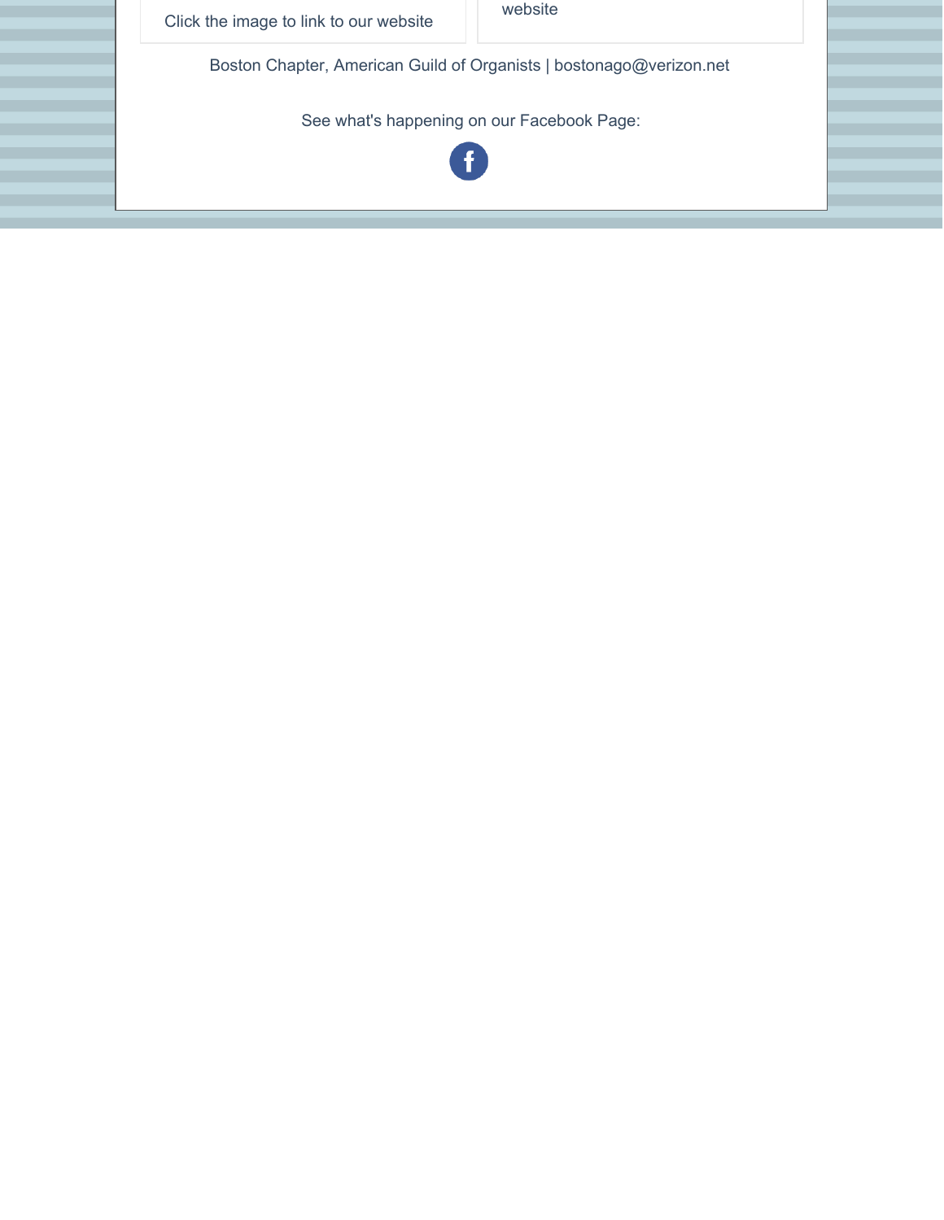Click the image to link to our website

website

Boston Chapter, American Guild of Organists | bostonago@verizon.net

See what's happening on our Facebook Page: